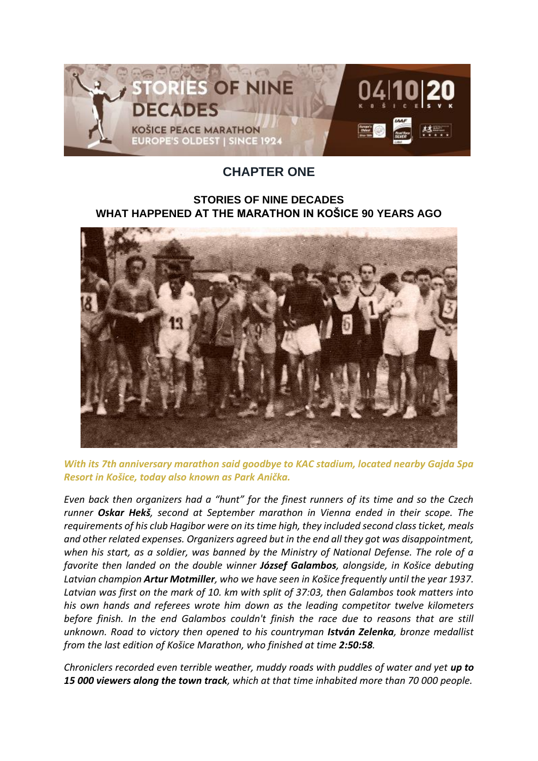# CHAPTER ONE

## STORIES OF NINE DECADES
## WHAT HAPPENED AT THE MARATHON IN KOŠICE 90 YEARS AGO

***With its 7th anniversary marathon said goodbye to KAC stadium, located nearby Gajda Spa Resort in Košice, today also known as Park Anička.***

*Even back then organizers had a "hunt" for the finest runners of its time and so the Czech runner **Oskar Hekš**, second at September marathon in Vienna ended in their scope. The requirements of his club Hagibor were on its time high, they included second class ticket, meals and other related expenses. Organizers agreed but in the end all they got was disappointment, when his start, as a soldier, was banned by the Ministry of National Defense. The role of a favorite then landed on the double winner **József Galambos**, alongside, in Košice debuting Latvian champion **Artur Motmiller**, who we have seen in Košice frequently until the year 1937. Latvian was first on the mark of 10. km with split of 37:03, then Galambos took matters into his own hands and referees wrote him down as the leading competitor twelve kilometers before finish. In the end Galambos couldn't finish the race due to reasons that are still unknown. Road to victory then opened to his countryman **István Zelenka**, bronze medallist from the last edition of Košice Marathon, who finished at time **2:50:58**.*

*Chroniclers recorded even terrible weather, muddy roads with puddles of water and yet **up to 15 000 viewers along the town track**, which at that time inhabited more than 70 000 people.*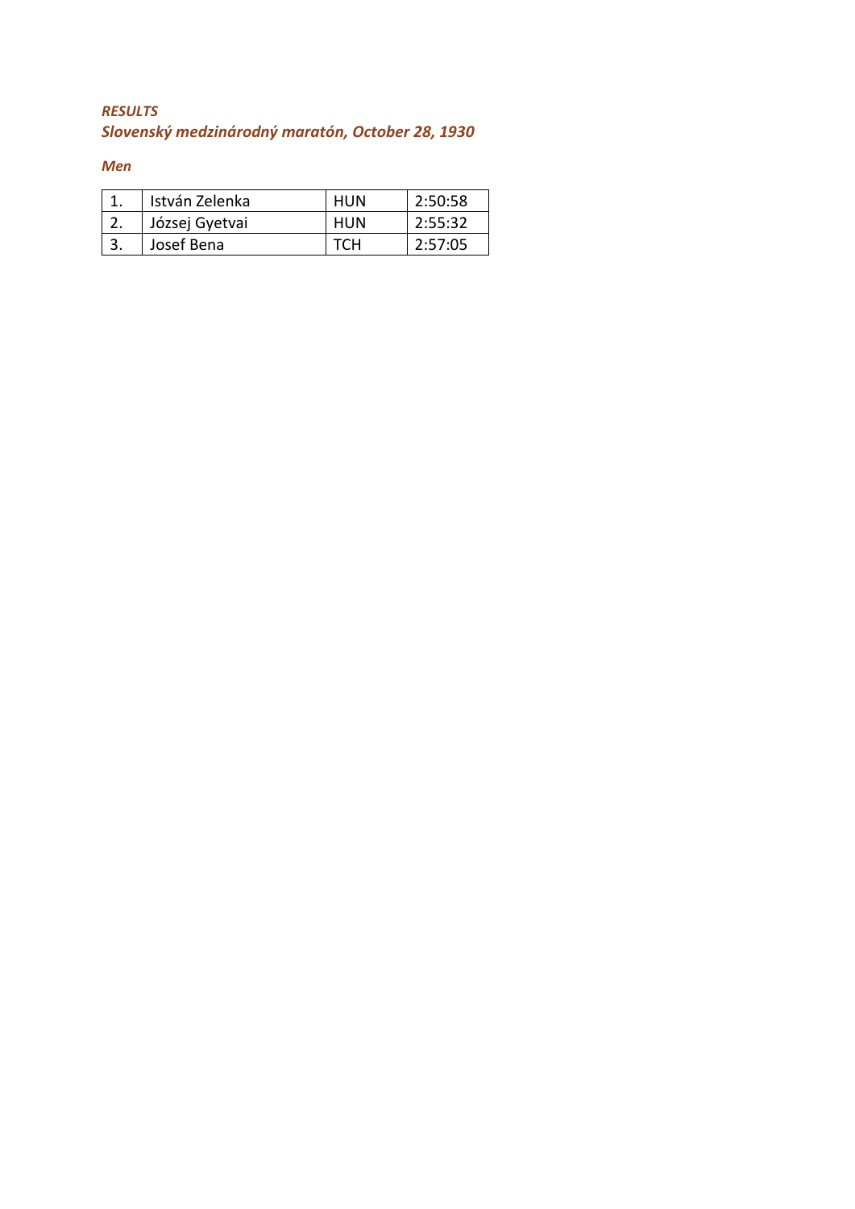***RESULTS***
***Slovenský medzinárodný maratón, October 28, 1930***

***Men***

| | | | |
|---|---|---|---|
| 1. | István Zelenka | HUN | 2:50:58 |
| 2. | Józsej Gyetvai | HUN | 2:55:32 |
| 3. | Josef Bena | TCH | 2:57:05 |